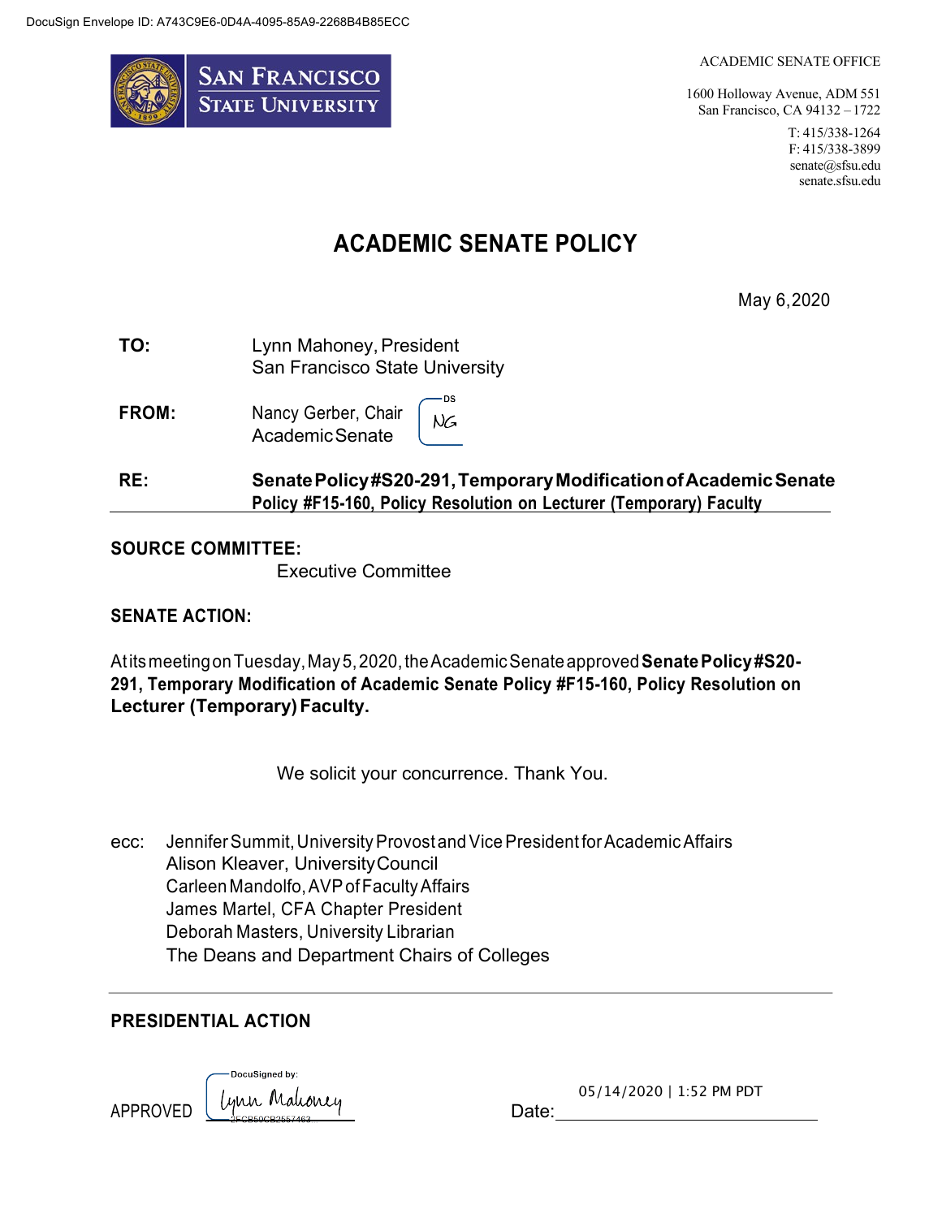DocuSign Envelope ID: A743C9E6-0D4A-4095-85A9-2268B4B85ECC

SAN FRANCISCO STATE UNIVERSITY

ACADEMIC SENATE OFFICE

1600 Holloway Avenue, ADM 551
San Francisco, CA 94132 – 1722

T: 415/338-1264
F: 415/338-3899
senate@sfsu.edu
senate.sfsu.edu

# ACADEMIC SENATE POLICY

May 6, 2020

**TO:** Lynn Mahoney, President
San Francisco State University

**FROM:** Nancy Gerber, Chair
Academic Senate

**RE:** **Senate Policy #S20-291, Temporary Modification of Academic Senate Policy #F15-160, Policy Resolution on Lecturer (Temporary) Faculty**

**SOURCE COMMITTEE:**

Executive Committee

**SENATE ACTION:**

At its meeting on Tuesday, May 5, 2020, the Academic Senate approved **Senate Policy #S20-291, Temporary Modification of Academic Senate Policy #F15-160, Policy Resolution on Lecturer (Temporary) Faculty.**

We solicit your concurrence. Thank You.

ecc: Jennifer Summit, University Provost and Vice President for Academic Affairs
Alison Kleaver, University Council
Carleen Mandolfo, AVP of Faculty Affairs
James Martel, CFA Chapter President
Deborah Masters, University Librarian
The Deans and Department Chairs of Colleges

---

**PRESIDENTIAL ACTION**

APPROVED Lynn Mahoney

Date: 05/14/2020 | 1:52 PM PDT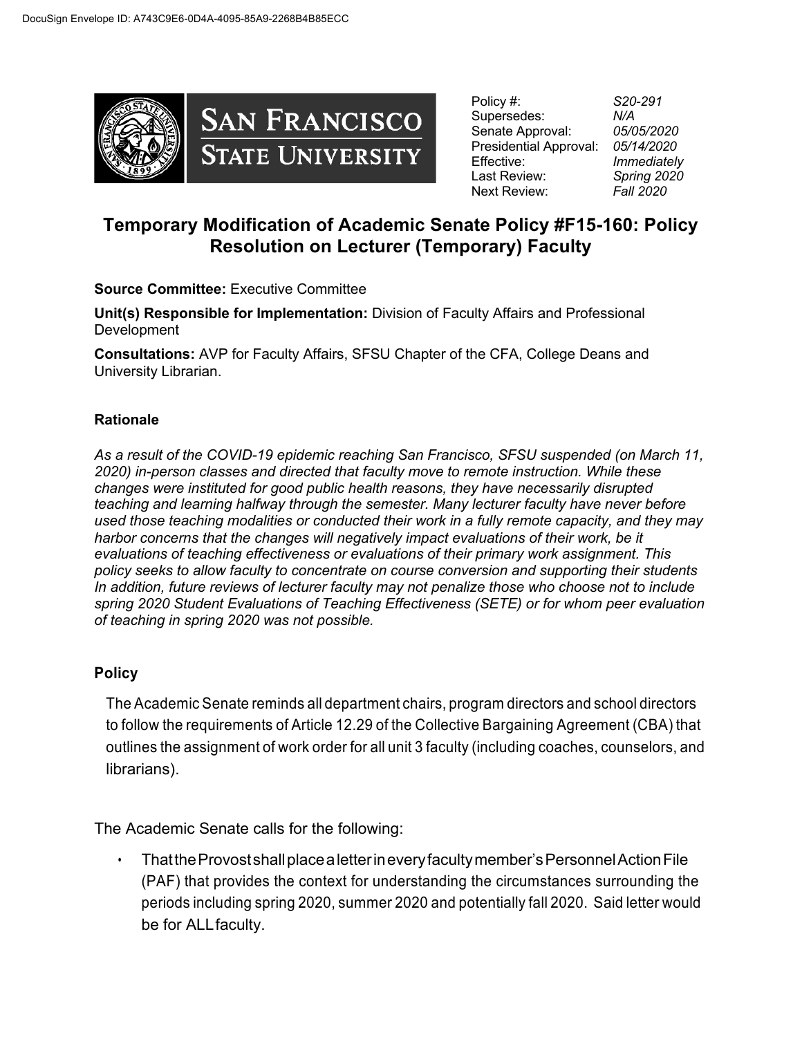Policy #: *S20-291*
Supersedes: *N/A*
Senate Approval: *05/05/2020*
Presidential Approval: *05/14/2020*
Effective: *Immediately*
Last Review: *Spring 2020*
Next Review: *Fall 2020*

# Temporary Modification of Academic Senate Policy #F15-160: Policy Resolution on Lecturer (Temporary) Faculty

**Source Committee:** Executive Committee

**Unit(s) Responsible for Implementation:** Division of Faculty Affairs and Professional Development

**Consultations:** AVP for Faculty Affairs, SFSU Chapter of the CFA, College Deans and University Librarian.

### Rationale

*As a result of the COVID-19 epidemic reaching San Francisco, SFSU suspended (on March 11, 2020) in-person classes and directed that faculty move to remote instruction. While these changes were instituted for good public health reasons, they have necessarily disrupted teaching and learning halfway through the semester. Many lecturer faculty have never before used those teaching modalities or conducted their work in a fully remote capacity, and they may harbor concerns that the changes will negatively impact evaluations of their work, be it evaluations of teaching effectiveness or evaluations of their primary work assignment. This policy seeks to allow faculty to concentrate on course conversion and supporting their students In addition, future reviews of lecturer faculty may not penalize those who choose not to include spring 2020 Student Evaluations of Teaching Effectiveness (SETE) or for whom peer evaluation of teaching in spring 2020 was not possible.*

### Policy

The Academic Senate reminds all department chairs, program directors and school directors to follow the requirements of Article 12.29 of the Collective Bargaining Agreement (CBA) that outlines the assignment of work order for all unit 3 faculty (including coaches, counselors, and librarians).

The Academic Senate calls for the following:

- That the Provost shall place a letter in every faculty member's Personnel Action File (PAF) that provides the context for understanding the circumstances surrounding the periods including spring 2020, summer 2020 and potentially fall 2020. Said letter would be for ALL faculty.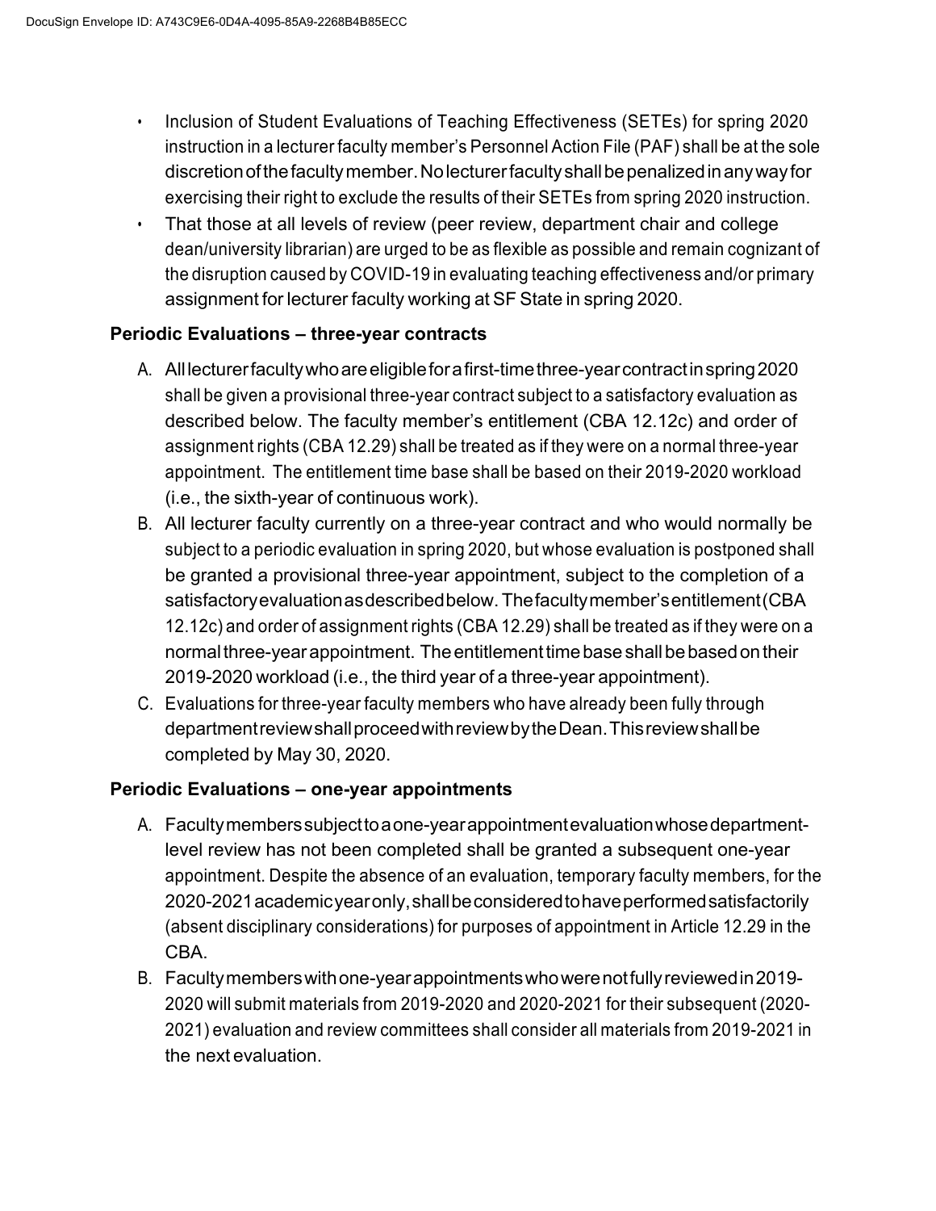- Inclusion of Student Evaluations of Teaching Effectiveness (SETEs) for spring 2020 instruction in a lecturer faculty member's Personnel Action File (PAF) shall be at the sole discretion of the faculty member. No lecturer faculty shall be penalized in any way for exercising their right to exclude the results of their SETEs from spring 2020 instruction.
- That those at all levels of review (peer review, department chair and college dean/university librarian) are urged to be as flexible as possible and remain cognizant of the disruption caused by COVID-19 in evaluating teaching effectiveness and/or primary assignment for lecturer faculty working at SF State in spring 2020.

### Periodic Evaluations – three-year contracts

A. All lecturer faculty who are eligible for a first-time three-year contract in spring 2020 shall be given a provisional three-year contract subject to a satisfactory evaluation as described below. The faculty member's entitlement (CBA 12.12c) and order of assignment rights (CBA 12.29) shall be treated as if they were on a normal three-year appointment. The entitlement time base shall be based on their 2019-2020 workload (i.e., the sixth-year of continuous work).

B. All lecturer faculty currently on a three-year contract and who would normally be subject to a periodic evaluation in spring 2020, but whose evaluation is postponed shall be granted a provisional three-year appointment, subject to the completion of a satisfactory evaluation as described below. The faculty member's entitlement (CBA 12.12c) and order of assignment rights (CBA 12.29) shall be treated as if they were on a normal three-year appointment. The entitlement time base shall be based on their 2019-2020 workload (i.e., the third year of a three-year appointment).

C. Evaluations for three-year faculty members who have already been fully through department review shall proceed with review by the Dean. This review shall be completed by May 30, 2020.

### Periodic Evaluations – one-year appointments

A. Faculty members subject to a one-year appointment evaluation whose department-level review has not been completed shall be granted a subsequent one-year appointment. Despite the absence of an evaluation, temporary faculty members, for the 2020-2021 academic year only, shall be considered to have performed satisfactorily (absent disciplinary considerations) for purposes of appointment in Article 12.29 in the CBA.

B. Faculty members with one-year appointments who were not fully reviewed in 2019-2020 will submit materials from 2019-2020 and 2020-2021 for their subsequent (2020-2021) evaluation and review committees shall consider all materials from 2019-2021 in the next evaluation.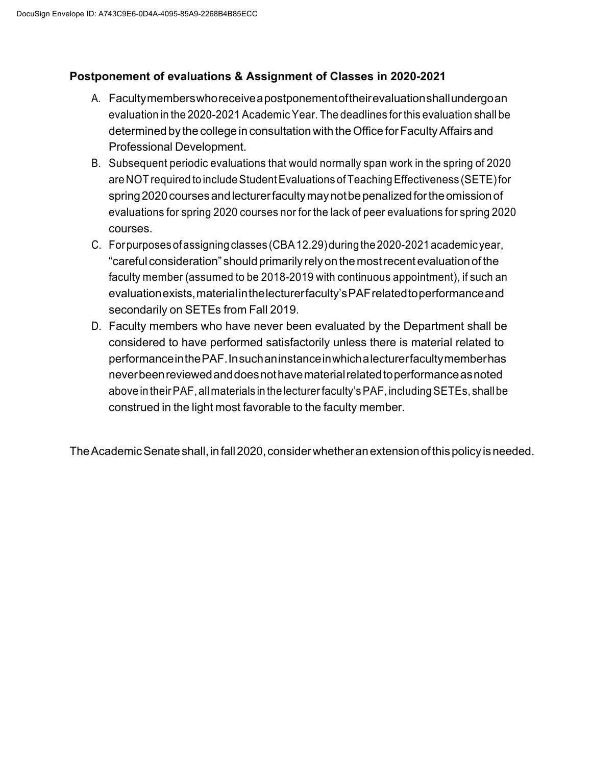**Postponement of evaluations & Assignment of Classes in 2020-2021**

A. Faculty members who receive a postponement of their evaluation shall undergo an evaluation in the 2020-2021 Academic Year. The deadlines for this evaluation shall be determined by the college in consultation with the Office for Faculty Affairs and Professional Development.

B. Subsequent periodic evaluations that would normally span work in the spring of 2020 are NOT required to include Student Evaluations of Teaching Effectiveness (SETE) for spring 2020 courses and lecturer faculty may not be penalized for the omission of evaluations for spring 2020 courses nor for the lack of peer evaluations for spring 2020 courses.

C. For purposes of assigning classes (CBA 12.29) during the 2020-2021 academic year, "careful consideration" should primarily rely on the most recent evaluation of the faculty member (assumed to be 2018-2019 with continuous appointment), if such an evaluation exists, material in the lecturer faculty's PAF related to performance and secondarily on SETEs from Fall 2019.

D. Faculty members who have never been evaluated by the Department shall be considered to have performed satisfactorily unless there is material related to performance in the PAF. In such an instance in which a lecturer faculty member has never been reviewed and does not have material related to performance as noted above in their PAF, all materials in the lecturer faculty's PAF, including SETEs, shall be construed in the light most favorable to the faculty member.

The Academic Senate shall, in fall 2020, consider whether an extension of this policy is needed.